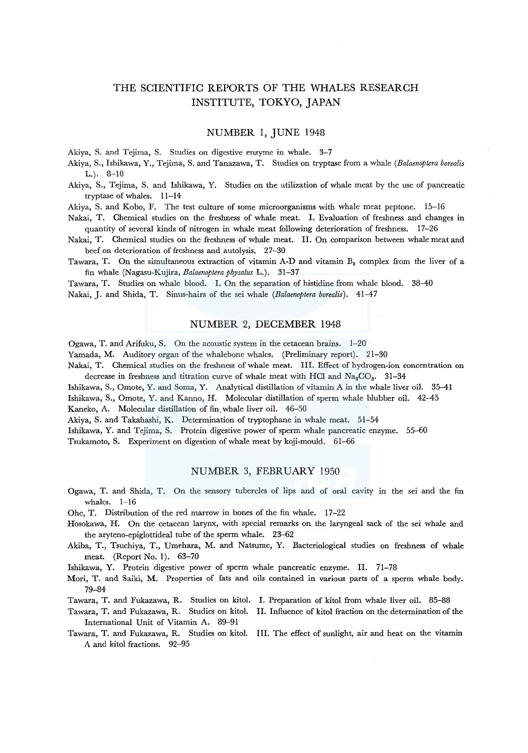# THE SCIENTIFIC REPORTS OF THE WHALES RESEARCH INSTITUTE, TOKYO, JAPAN

## NUMBER 1, JUNE 1948

Akiya, S. and Tejima, S. Studies on digestive enzyme in whale. 3–7

Akiya, S., Ishikawa, Y., Tejima, S. and Tanazawa, T. Studies on tryptase from a whale (*Balaenoptera borealis* L.). 8–10

Akiya, S., Tejima, S. and Ishikawa, Y. Studies on the utilization of whale meat by the use of pancreatic tryptase of whales. 11–14

Akiya, S. and Kobo, F. The test culture of some microorganisms with whale meat peptone. 15–16

Nakai, T. Chemical studies on the freshness of whale meat. I. Evaluation of freshness and changes in quantity of several kinds of nitrogen in whale meat following deterioration of freshness. 17–26

Nakai, T. Chemical studies on the freshness of whale meat. II. On comparison between whale meat and beef on deterioration of freshness and autolysis. 27–30

Tawara, T. On the simultaneous extraction of vitamin A-D and vitamin $B_2$ complex from the liver of a fin whale (Nagasu-Kujira, *Balaenoptera physalus* L.). 31–37

Tawara, T. Studies on whale blood. I. On the separation of histidine from whale blood. 38–40

Nakai, J. and Shida, T. Sinus-hairs of the sei whale (*Balaenoptera borealis*). 41–47

## NUMBER 2, DECEMBER 1948

Ogawa, T. and Arifuku, S. On the acoustic system in the cetacean brains. 1–20

Yamada, M. Auditory organ of the whalebone whales. (Preliminary report). 21–30

Nakai, T. Chemical studies on the freshness of whale meat. III. Effect of hydrogen-ion concentration on decrease in freshness and titration curve of whale meat with HCl and $Na_2CO_3$. 31–34

Ishikawa, S., Omote, Y. and Soma, Y. Analytical distillation of vitamin A in the whale liver oil. 35–41

Ishikawa, S., Omote, Y. and Kanno, H. Molecular distillation of sperm whale blubber oil. 42–45

Kaneko, A. Molecular distillation of fin whale liver oil. 46–50

Akiya, S. and Takahashi, K. Determination of tryptophane in whale meat. 51–54

Ishikawa, Y. and Tejima, S. Protein digestive power of sperm whale pancreatic enzyme. 55–60

Tsukamoto, S. Experiment on digestion of whale meat by koji-mould. 61–66

## NUMBER 3, FEBRUARY 1950

Ogawa, T. and Shida, T. On the sensory tubercles of lips and of oral cavity in the sei and the fin whales. 1–16

Ohe, T. Distribution of the red marrow in bones of the fin whale. 17–22

Hosokawa, H. On the cetacean larynx, with special remarks on the laryngeal sack of the sei whale and the aryteno-epiglottideal tube of the sperm whale. 23–62

Akiba, T., Tsuchiya, T., Umehara, M. and Natsume, Y. Bacteriological studies on freshness of whale meat. (Report No. 1). 63–70

Ishikawa, Y. Protein digestive power of sperm whale pancreatic enzyme. II. 71–78

Mori, T. and Saiki, M. Properties of fats and oils contained in various parts of a sperm whale body. 79–84

Tawara, T. and Fukazawa, R. Studies on kitol. I. Preparation of kitol from whale liver oil. 85–88

Tawara, T. and Fukazawa, R. Studies on kitol. II. Influence of kitol fraction on the determination of the International Unit of Vitamin A. 89–91

Tawara, T. and Fukazawa, R. Studies on kitol. III. The effect of sunlight, air and heat on the vitamin A and kitol fractions. 92–95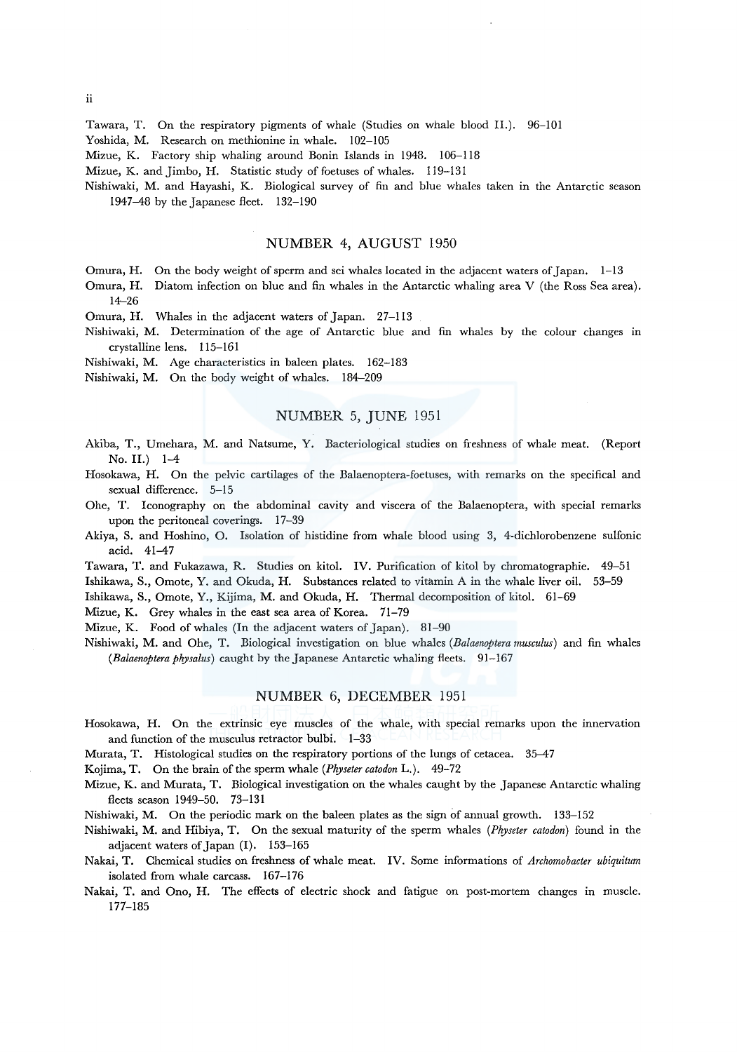Tawara, T. On the respiratory pigments of whale (Studies on whale blood II.). 96–101

Yoshida, M. Research on methionine in whale. 102–105

Mizue, K. Factory ship whaling around Bonin Islands in 1948. 106–118

Mizue, K. and Jimbo, H. Statistic study of foetuses of whales. 119–131

Nishiwaki, M. and Hayashi, K. Biological survey of fin and blue whales taken in the Antarctic season 1947–48 by the Japanese fleet. 132–190

## NUMBER 4, AUGUST 1950

Omura, H. On the body weight of sperm and sei whales located in the adjacent waters of Japan. 1–13

Omura, H. Diatom infection on blue and fin whales in the Antarctic whaling area V (the Ross Sea area). 14–26

Omura, H. Whales in the adjacent waters of Japan. 27–113

Nishiwaki, M. Determination of the age of Antarctic blue and fin whales by the colour changes in crystalline lens. 115–161

Nishiwaki, M. Age characteristics in baleen plates. 162–183

Nishiwaki, M. On the body weight of whales. 184–209

## NUMBER 5, JUNE 1951

Akiba, T., Umehara, M. and Natsume, Y. Bacteriological studies on freshness of whale meat. (Report No. II.) 1–4

Hosokawa, H. On the pelvic cartilages of the Balaenoptera-foetuses, with remarks on the specifical and sexual difference. 5–15

Ohe, T. Iconography on the abdominal cavity and viscera of the Balaenoptera, with special remarks upon the peritoneal coverings. 17–39

Akiya, S. and Hoshino, O. Isolation of histidine from whale blood using 3, 4-dichlorobenzene sulfonic acid. 41–47

Tawara, T. and Fukazawa, R. Studies on kitol. IV. Purification of kitol by chromatographic. 49–51

Ishikawa, S., Omote, Y. and Okuda, H. Substances related to vitamin A in the whale liver oil. 53–59

Ishikawa, S., Omote, Y., Kijima, M. and Okuda, H. Thermal decomposition of kitol. 61–69

Mizue, K. Grey whales in the east sea area of Korea. 71–79

Mizue, K. Food of whales (In the adjacent waters of Japan). 81–90

Nishiwaki, M. and Ohe, T. Biological investigation on blue whales (*Balaenoptera musculus*) and fin whales (*Balaenoptera physalus*) caught by the Japanese Antarctic whaling fleets. 91–167

## NUMBER 6, DECEMBER 1951

Hosokawa, H. On the extrinsic eye muscles of the whale, with special remarks upon the innervation and function of the musculus retractor bulbi. 1–33

Murata, T. Histological studies on the respiratory portions of the lungs of cetacea. 35–47

Kojima, T. On the brain of the sperm whale (*Physeter catodon* L.). 49–72

Mizue, K. and Murata, T. Biological investigation on the whales caught by the Japanese Antarctic whaling fleets season 1949–50. 73–131

Nishiwaki, M. On the periodic mark on the baleen plates as the sign of annual growth. 133–152

Nishiwaki, M. and Hibiya, T. On the sexual maturity of the sperm whales (*Physeter catodon*) found in the adjacent waters of Japan (I). 153–165

Nakai, T. Chemical studies on freshness of whale meat. IV. Some informations of *Archomobacter ubiquitum* isolated from whale carcass. 167–176

Nakai, T. and Ono, H. The effects of electric shock and fatigue on post-mortem changes in muscle. 177–185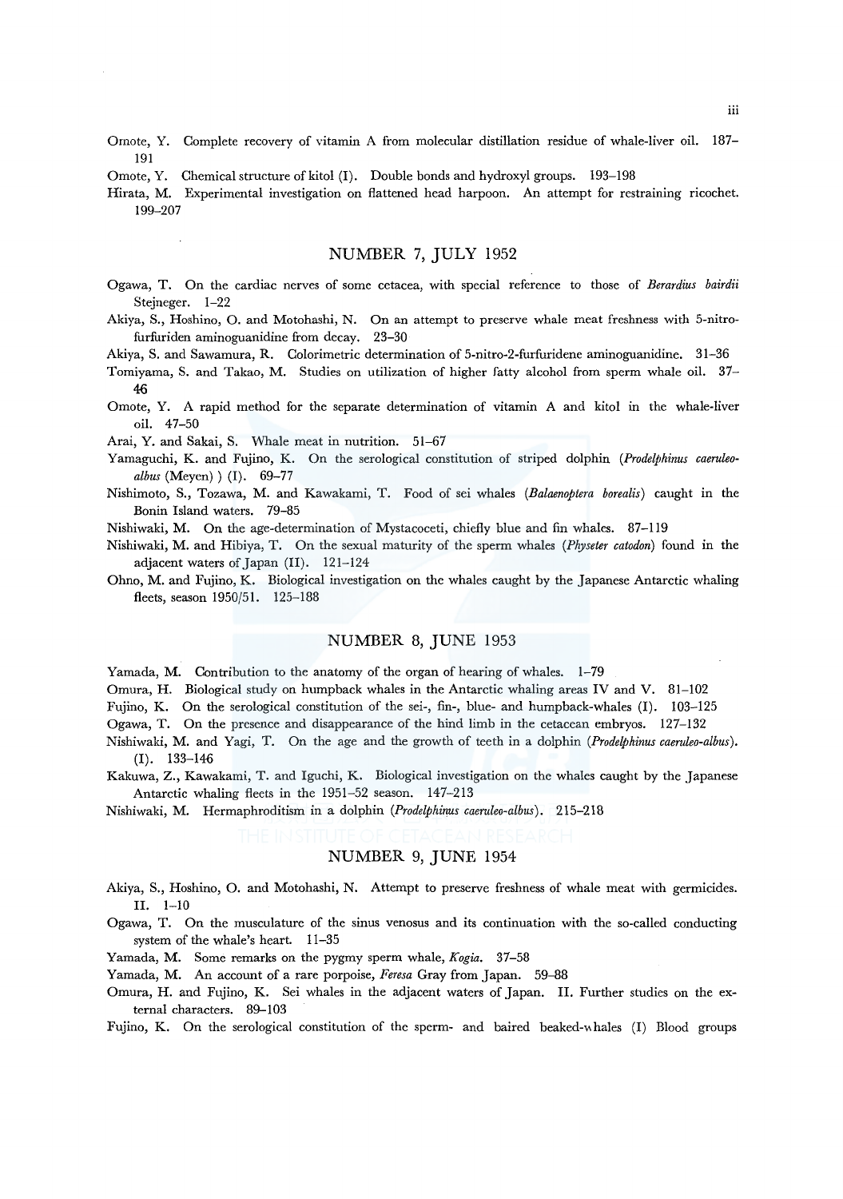Omote, Y. Complete recovery of vitamin A from molecular distillation residue of whale-liver oil. 187–191

Omote, Y. Chemical structure of kitol (I). Double bonds and hydroxyl groups. 193–198

Hirata, M. Experimental investigation on flattened head harpoon. An attempt for restraining ricochet. 199–207

## NUMBER 7, JULY 1952

Ogawa, T. On the cardiac nerves of some cetacea, with special reference to those of *Berardius bairdii* Stejneger. 1–22

Akiya, S., Hoshino, O. and Motohashi, N. On an attempt to preserve whale meat freshness with 5-nitro-furfuriden aminoguanidine from decay. 23–30

Akiya, S. and Sawamura, R. Colorimetric determination of 5-nitro-2-furfuridene aminoguanidine. 31–36

Tomiyama, S. and Takao, M. Studies on utilization of higher fatty alcohol from sperm whale oil. 37–46

Omote, Y. A rapid method for the separate determination of vitamin A and kitol in the whale-liver oil. 47–50

Arai, Y. and Sakai, S. Whale meat in nutrition. 51–67

Yamaguchi, K. and Fujino, K. On the serological constitution of striped dolphin (*Prodelphinus caeruleo-albus* (Meyen) ) (I). 69–77

Nishimoto, S., Tozawa, M. and Kawakami, T. Food of sei whales (*Balaenoptera borealis*) caught in the Bonin Island waters. 79–85

Nishiwaki, M. On the age-determination of Mystacoceti, chiefly blue and fin whales. 87–119

Nishiwaki, M. and Hibiya, T. On the sexual maturity of the sperm whales (*Physeter catodon*) found in the adjacent waters of Japan (II). 121–124

Ohno, M. and Fujino, K. Biological investigation on the whales caught by the Japanese Antarctic whaling fleets, season 1950/51. 125–188

## NUMBER 8, JUNE 1953

Yamada, M. Contribution to the anatomy of the organ of hearing of whales. 1–79

Omura, H. Biological study on humpback whales in the Antarctic whaling areas IV and V. 81–102

Fujino, K. On the serological constitution of the sei-, fin-, blue- and humpback-whales (I). 103–125

Ogawa, T. On the presence and disappearance of the hind limb in the cetacean embryos. 127–132

Nishiwaki, M. and Yagi, T. On the age and the growth of teeth in a dolphin (*Prodelphinus caeruleo-albus*). (I). 133–146

Kakuwa, Z., Kawakami, T. and Iguchi, K. Biological investigation on the whales caught by the Japanese Antarctic whaling fleets in the 1951–52 season. 147–213

Nishiwaki, M. Hermaphroditism in a dolphin (*Prodelphinus caeruleo-albus*). 215–218

## NUMBER 9, JUNE 1954

Akiya, S., Hoshino, O. and Motohashi, N. Attempt to preserve freshness of whale meat with germicides. II. 1–10

Ogawa, T. On the musculature of the sinus venosus and its continuation with the so-called conducting system of the whale's heart. 11–35

Yamada, M. Some remarks on the pygmy sperm whale, *Kogia*. 37–58

Yamada, M. An account of a rare porpoise, *Feresa* Gray from Japan. 59–88

Omura, H. and Fujino, K. Sei whales in the adjacent waters of Japan. II. Further studies on the external characters. 89–103

Fujino, K. On the serological constitution of the sperm- and baired beaked-whales (I) Blood groups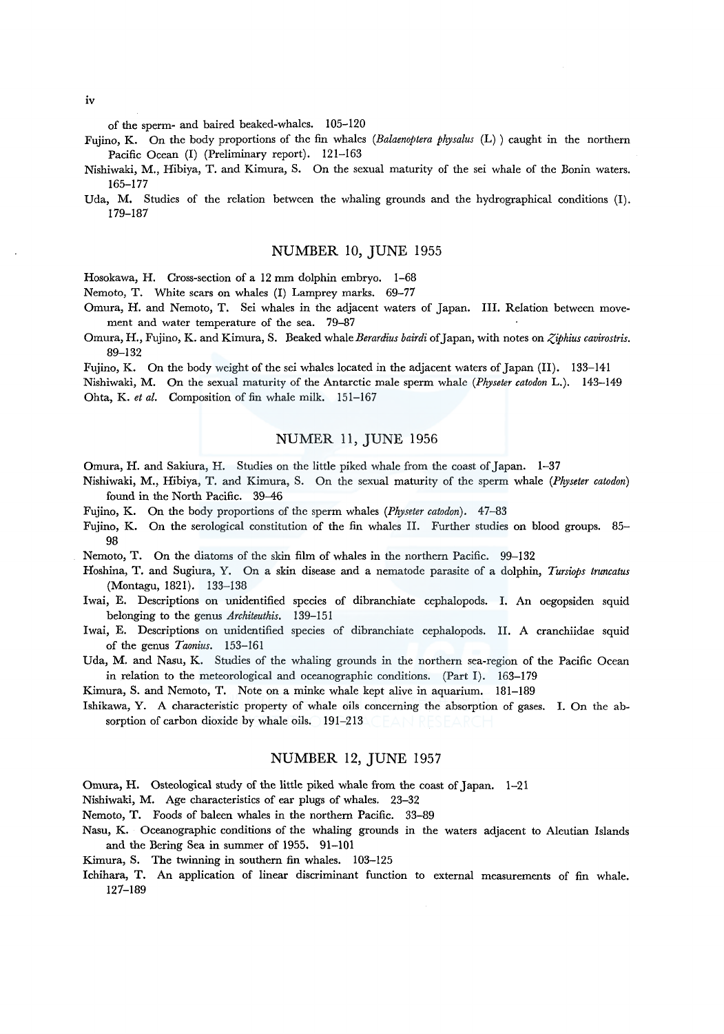of the sperm- and baired beaked-whales. 105–120

Fujino, K. On the body proportions of the fin whales (*Balaenoptera physalus* (L) ) caught in the northern Pacific Ocean (I) (Preliminary report). 121–163

Nishiwaki, M., Hibiya, T. and Kimura, S. On the sexual maturity of the sei whale of the Bonin waters. 165–177

Uda, M. Studies of the relation between the whaling grounds and the hydrographical conditions (I). 179–187

## NUMBER 10, JUNE 1955

Hosokawa, H. Cross-section of a 12 mm dolphin embryo. 1–68

Nemoto, T. White scars on whales (I) Lamprey marks. 69–77

Omura, H. and Nemoto, T. Sei whales in the adjacent waters of Japan. III. Relation between movement and water temperature of the sea. 79–87

Omura, H., Fujino, K. and Kimura, S. Beaked whale *Berardius bairdi* of Japan, with notes on *Ziphius cavirostris*. 89–132

Fujino, K. On the body weight of the sei whales located in the adjacent waters of Japan (II). 133–141

Nishiwaki, M. On the sexual maturity of the Antarctic male sperm whale (*Physeter catodon* L.). 143–149

Ohta, K. *et al.* Composition of fin whale milk. 151–167

## NUMER 11, JUNE 1956

Omura, H. and Sakiura, H. Studies on the little piked whale from the coast of Japan. 1–37

Nishiwaki, M., Hibiya, T. and Kimura, S. On the sexual maturity of the sperm whale (*Physeter catodon*) found in the North Pacific. 39–46

Fujino, K. On the body proportions of the sperm whales (*Physeter catodon*). 47–83

Fujino, K. On the serological constitution of the fin whales II. Further studies on blood groups. 85–98

Nemoto, T. On the diatoms of the skin film of whales in the northern Pacific. 99–132

Hoshina, T. and Sugiura, Y. On a skin disease and a nematode parasite of a dolphin, *Tursiops truncatus* (Montagu, 1821). 133–138

Iwai, E. Descriptions on unidentified species of dibranchiate cephalopods. I. An oegopsiden squid belonging to the genus *Architeuthis*. 139–151

Iwai, E. Descriptions on unidentified species of dibranchiate cephalopods. II. A cranchiidae squid of the genus *Taonius*. 153–161

Uda, M. and Nasu, K. Studies of the whaling grounds in the northern sea-region of the Pacific Ocean in relation to the meteorological and oceanographic conditions. (Part I). 163–179

Kimura, S. and Nemoto, T. Note on a minke whale kept alive in aquarium. 181–189

Ishikawa, Y. A characteristic property of whale oils concerning the absorption of gases. I. On the absorption of carbon dioxide by whale oils. 191–213

## NUMBER 12, JUNE 1957

Omura, H. Osteological study of the little piked whale from the coast of Japan. 1–21

Nishiwaki, M. Age characteristics of ear plugs of whales. 23–32

Nemoto, T. Foods of baleen whales in the northern Pacific. 33–89

Nasu, K. Oceanographic conditions of the whaling grounds in the waters adjacent to Aleutian Islands and the Bering Sea in summer of 1955. 91–101

Kimura, S. The twinning in southern fin whales. 103–125

Ichihara, T. An application of linear discriminant function to external measurements of fin whale. 127–189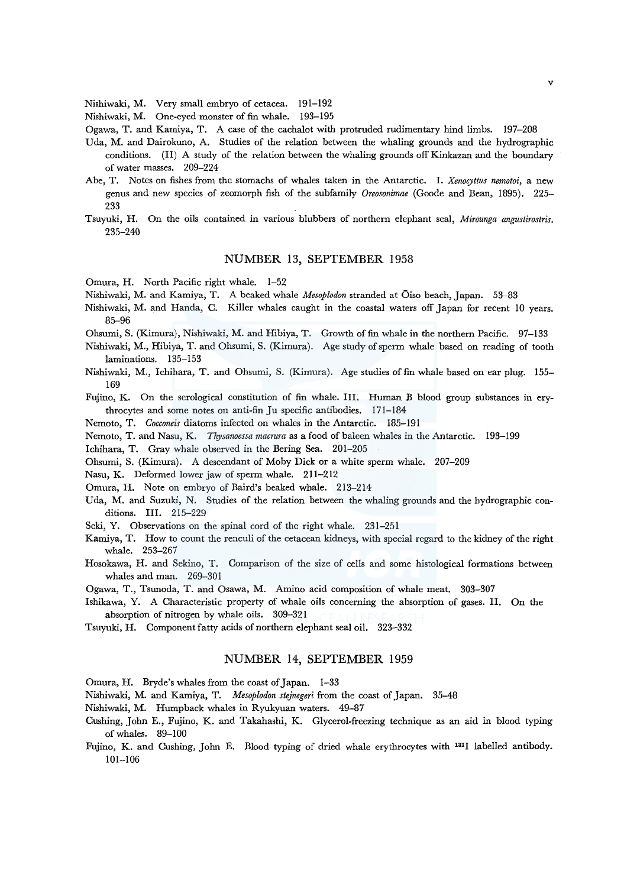Nishiwaki, M. Very small embryo of cetacea. 191–192

Nishiwaki, M. One-eyed monster of fin whale. 193–195

Ogawa, T. and Kamiya, T. A case of the cachalot with protruded rudimentary hind limbs. 197–208

Uda, M. and Dairokuno, A. Studies of the relation between the whaling grounds and the hydrographic conditions. (II) A study of the relation between the whaling grounds off Kinkazan and the boundary of water masses. 209–224

Abe, T. Notes on fishes from the stomachs of whales taken in the Antarctic. I. *Xenocyttus nemotoi*, a new genus and new species of zeomorph fish of the subfamily *Oreosonimae* (Goode and Bean, 1895). 225–233

Tsuyuki, H. On the oils contained in various blubbers of northern elephant seal, *Mirounga angustirostris*. 235–240

## NUMBER 13, SEPTEMBER 1958

Omura, H. North Pacific right whale. 1–52

Nishiwaki, M. and Kamiya, T. A beaked whale *Mesoplodon* stranded at Ōiso beach, Japan. 53–83

Nishiwaki, M. and Handa, C. Killer whales caught in the coastal waters off Japan for recent 10 years. 85–96

Ohsumi, S. (Kimura), Nishiwaki, M. and Hibiya, T. Growth of fin whale in the northern Pacific. 97–133

Nishiwaki, M., Hibiya, T. and Ohsumi, S. (Kimura). Age study of sperm whale based on reading of tooth laminations. 135–153

Nishiwaki, M., Ichihara, T. and Ohsumi, S. (Kimura). Age studies of fin whale based on ear plug. 155–169

Fujino, K. On the serological constitution of fin whale. III. Human B blood group substances in erythrocytes and some notes on anti-fin Ju specific antibodies. 171–184

Nemoto, T. *Cocconeis* diatoms infected on whales in the Antarctic. 185–191

Nemoto, T. and Nasu, K. *Thysanoessa macrura* as a food of baleen whales in the Antarctic. 193–199

Ichihara, T. Gray whale observed in the Bering Sea. 201–205

Ohsumi, S. (Kimura). A descendant of Moby Dick or a white sperm whale. 207–209

Nasu, K. Deformed lower jaw of sperm whale. 211–212

Omura, H. Note on embryo of Baird's beaked whale. 213–214

Uda, M. and Suzuki, N. Studies of the relation between the whaling grounds and the hydrographic conditions. III. 215–229

Seki, Y. Observations on the spinal cord of the right whale. 231–251

Kamiya, T. How to count the renculi of the cetacean kidneys, with special regard to the kidney of the right whale. 253–267

Hosokawa, H. and Sekino, T. Comparison of the size of cells and some histological formations between whales and man. 269–301

Ogawa, T., Tsunoda, T. and Osawa, M. Amino acid composition of whale meat. 303–307

Ishikawa, Y. A Characteristic property of whale oils concerning the absorption of gases. II. On the absorption of nitrogen by whale oils. 309–321

Tsuyuki, H. Component fatty acids of northern elephant seal oil. 323–332

## NUMBER 14, SEPTEMBER 1959

Omura, H. Bryde's whales from the coast of Japan. 1–33

Nishiwaki, M. and Kamiya, T. *Mesoplodon stejnegeri* from the coast of Japan. 35–48

Nishiwaki, M. Humpback whales in Ryukyuan waters. 49–87

Cushing, John E., Fujino, K. and Takahashi, K. Glycerol-freezing technique as an aid in blood typing of whales. 89–100

Fujino, K. and Cushing, John E. Blood typing of dried whale erythrocytes with $^{131}$I labelled antibody. 101–106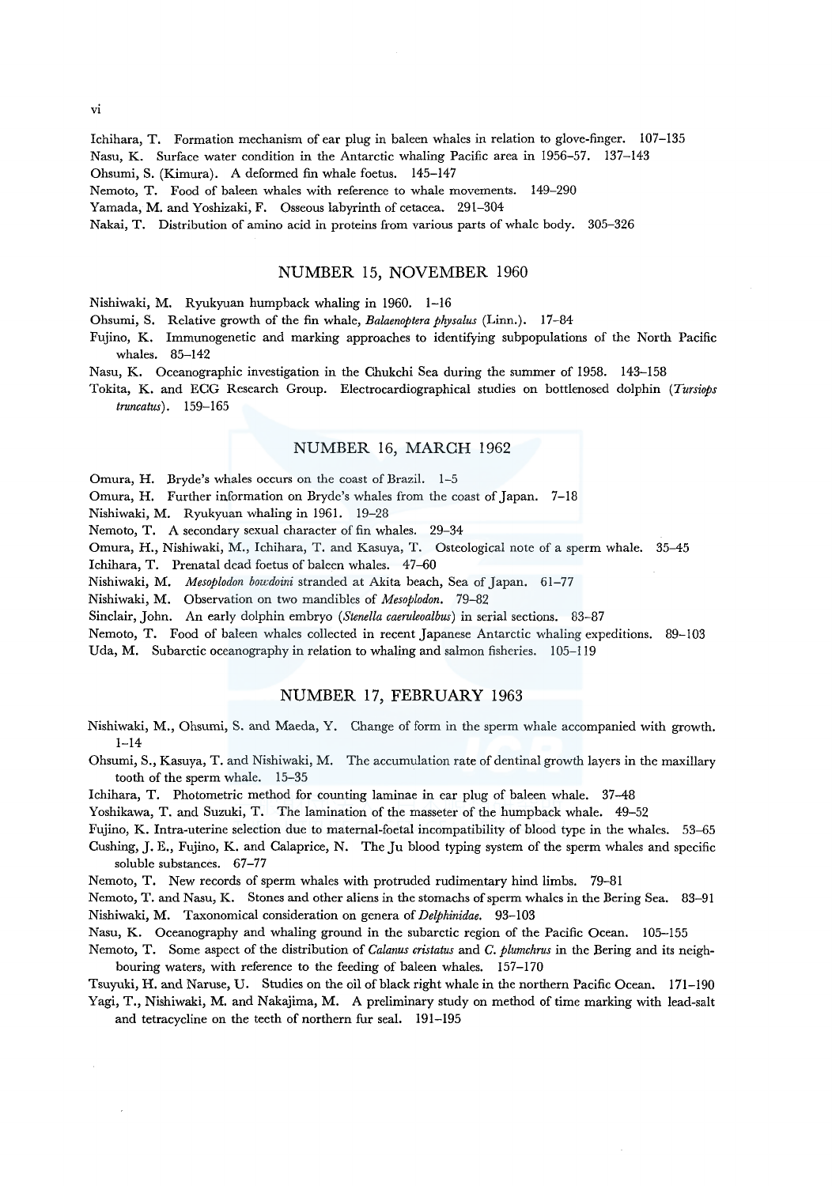Ichihara, T. Formation mechanism of ear plug in baleen whales in relation to glove-finger. 107–135

Nasu, K. Surface water condition in the Antarctic whaling Pacific area in 1956–57. 137–143

Ohsumi, S. (Kimura). A deformed fin whale foetus. 145–147

Nemoto, T. Food of baleen whales with reference to whale movements. 149–290

Yamada, M. and Yoshizaki, F. Osseous labyrinth of cetacea. 291–304

Nakai, T. Distribution of amino acid in proteins from various parts of whale body. 305–326

## NUMBER 15, NOVEMBER 1960

Nishiwaki, M. Ryukyuan humpback whaling in 1960. 1–16

Ohsumi, S. Relative growth of the fin whale, *Balaenoptera physalus* (Linn.). 17–84

Fujino, K. Immunogenetic and marking approaches to identifying subpopulations of the North Pacific whales. 85–142

Nasu, K. Oceanographic investigation in the Chukchi Sea during the summer of 1958. 143–158

Tokita, K. and ECG Research Group. Electrocardiographical studies on bottlenosed dolphin (*Tursiops truncatus*). 159–165

## NUMBER 16, MARCH 1962

Omura, H. Bryde's whales occurs on the coast of Brazil. 1–5

Omura, H. Further information on Bryde's whales from the coast of Japan. 7–18

Nishiwaki, M. Ryukyuan whaling in 1961. 19–28

Nemoto, T. A secondary sexual character of fin whales. 29–34

Omura, H., Nishiwaki, M., Ichihara, T. and Kasuya, T. Osteological note of a sperm whale. 35–45

Ichihara, T. Prenatal dead foetus of baleen whales. 47–60

Nishiwaki, M. *Mesoplodon bowdoini* stranded at Akita beach, Sea of Japan. 61–77

Nishiwaki, M. Observation on two mandibles of *Mesoplodon*. 79–82

Sinclair, John. An early dolphin embryo (*Stenella caeruleoalbus*) in serial sections. 83–87

Nemoto, T. Food of baleen whales collected in recent Japanese Antarctic whaling expeditions. 89–103

Uda, M. Subarctic oceanography in relation to whaling and salmon fisheries. 105–119

## NUMBER 17, FEBRUARY 1963

Nishiwaki, M., Ohsumi, S. and Maeda, Y. Change of form in the sperm whale accompanied with growth. 1–14

Ohsumi, S., Kasuya, T. and Nishiwaki, M. The accumulation rate of dentinal growth layers in the maxillary tooth of the sperm whale. 15–35

Ichihara, T. Photometric method for counting laminae in ear plug of baleen whale. 37–48

Yoshikawa, T. and Suzuki, T. The lamination of the masseter of the humpback whale. 49–52

Fujino, K. Intra-uterine selection due to maternal-foetal incompatibility of blood type in the whales. 53–65

Cushing, J. E., Fujino, K. and Calaprice, N. The Ju blood typing system of the sperm whales and specific soluble substances. 67–77

Nemoto, T. New records of sperm whales with protruded rudimentary hind limbs. 79–81

Nemoto, T. and Nasu, K. Stones and other aliens in the stomachs of sperm whales in the Bering Sea. 83–91

Nishiwaki, M. Taxonomical consideration on genera of *Delphinidae*. 93–103

Nasu, K. Oceanography and whaling ground in the subarctic region of the Pacific Ocean. 105–155

Nemoto, T. Some aspect of the distribution of *Calanus cristatus* and *C. plumchrus* in the Bering and its neighbouring waters, with reference to the feeding of baleen whales. 157–170

Tsuyuki, H. and Naruse, U. Studies on the oil of black right whale in the northern Pacific Ocean. 171–190

Yagi, T., Nishiwaki, M. and Nakajima, M. A preliminary study on method of time marking with lead-salt and tetracycline on the teeth of northern fur seal. 191–195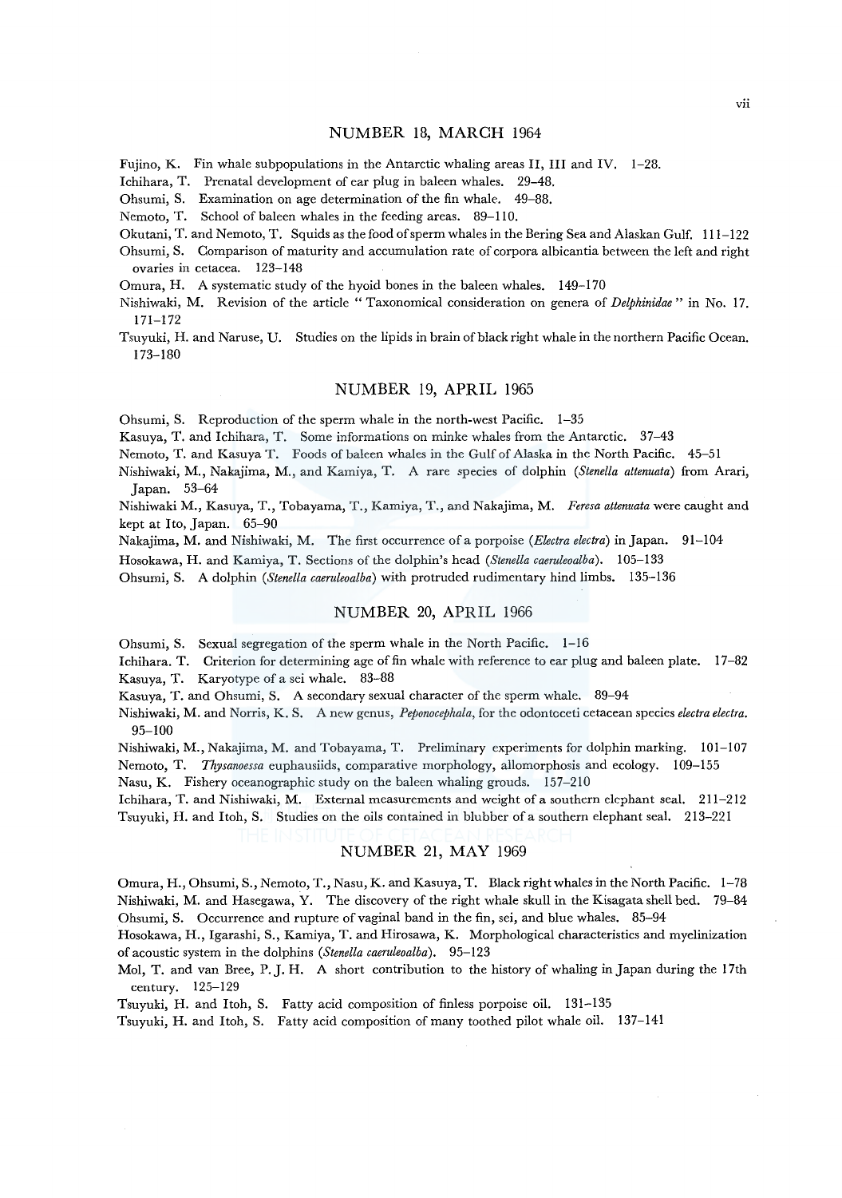## NUMBER 18, MARCH 1964

Fujino, K. Fin whale subpopulations in the Antarctic whaling areas II, III and IV. 1–28.

Ichihara, T. Prenatal development of ear plug in baleen whales. 29–48.

Ohsumi, S. Examination on age determination of the fin whale. 49–88.

Nemoto, T. School of baleen whales in the feeding areas. 89–110.

Okutani, T. and Nemoto, T. Squids as the food of sperm whales in the Bering Sea and Alaskan Gulf. 111–122

Ohsumi, S. Comparison of maturity and accumulation rate of corpora albicantia between the left and right ovaries in cetacea. 123–148

Omura, H. A systematic study of the hyoid bones in the baleen whales. 149–170

Nishiwaki, M. Revision of the article " Taxonomical consideration on genera of *Delphinidae* " in No. 17. 171–172

Tsuyuki, H. and Naruse, U. Studies on the lipids in brain of black right whale in the northern Pacific Ocean. 173–180

## NUMBER 19, APRIL 1965

Ohsumi, S. Reproduction of the sperm whale in the north-west Pacific. 1–35

Kasuya, T. and Ichihara, T. Some informations on minke whales from the Antarctic. 37–43

Nemoto, T. and Kasuya T. Foods of baleen whales in the Gulf of Alaska in the North Pacific. 45–51

Nishiwaki, M., Nakajima, M., and Kamiya, T. A rare species of dolphin (*Stenella attenuata*) from Arari, Japan. 53–64

Nishiwaki M., Kasuya, T., Tobayama, T., Kamiya, T., and Nakajima, M. *Feresa attenuata* were caught and kept at Ito, Japan. 65–90

Nakajima, M. and Nishiwaki, M. The first occurrence of a porpoise (*Electra electra*) in Japan. 91–104

Hosokawa, H. and Kamiya, T. Sections of the dolphin's head (*Stenella caeruleoalba*). 105–133

Ohsumi, S. A dolphin (*Stenella caeruleoalba*) with protruded rudimentary hind limbs. 135–136

## NUMBER 20, APRIL 1966

Ohsumi, S. Sexual segregation of the sperm whale in the North Pacific. 1–16

Ichihara. T. Criterion for determining age of fin whale with reference to ear plug and baleen plate. 17–82

Kasuya, T. Karyotype of a sei whale. 83–88

Kasuya, T. and Ohsumi, S. A secondary sexual character of the sperm whale. 89–94

Nishiwaki, M. and Norris, K. S. A new genus, *Peponocephala*, for the odontoceti cetacean species *electra electra*. 95–100

Nishiwaki, M., Nakajima, M. and Tobayama, T. Preliminary experiments for dolphin marking. 101–107

Nemoto, T. *Thysanoessa* euphausiids, comparative morphology, allomorphosis and ecology. 109–155

Nasu, K. Fishery oceanographic study on the baleen whaling grounds. 157–210

Ichihara, T. and Nishiwaki, M. External measurements and weight of a southern elephant seal. 211–212

Tsuyuki, H. and Itoh, S. Studies on the oils contained in blubber of a southern elephant seal. 213–221

## NUMBER 21, MAY 1969

Omura, H., Ohsumi, S., Nemoto, T., Nasu, K. and Kasuya, T. Black right whales in the North Pacific. 1–78

Nishiwaki, M. and Hasegawa, Y. The discovery of the right whale skull in the Kisagata shell bed. 79–84

Ohsumi, S. Occurrence and rupture of vaginal band in the fin, sei, and blue whales. 85–94

Hosokawa, H., Igarashi, S., Kamiya, T. and Hirosawa, K. Morphological characteristics and myelinization of acoustic system in the dolphins (*Stenella caeruleoalba*). 95–123

Mol, T. and van Bree, P. J. H. A short contribution to the history of whaling in Japan during the 17th century. 125–129

Tsuyuki, H. and Itoh, S. Fatty acid composition of finless porpoise oil. 131–135

Tsuyuki, H. and Itoh, S. Fatty acid composition of many toothed pilot whale oil. 137–141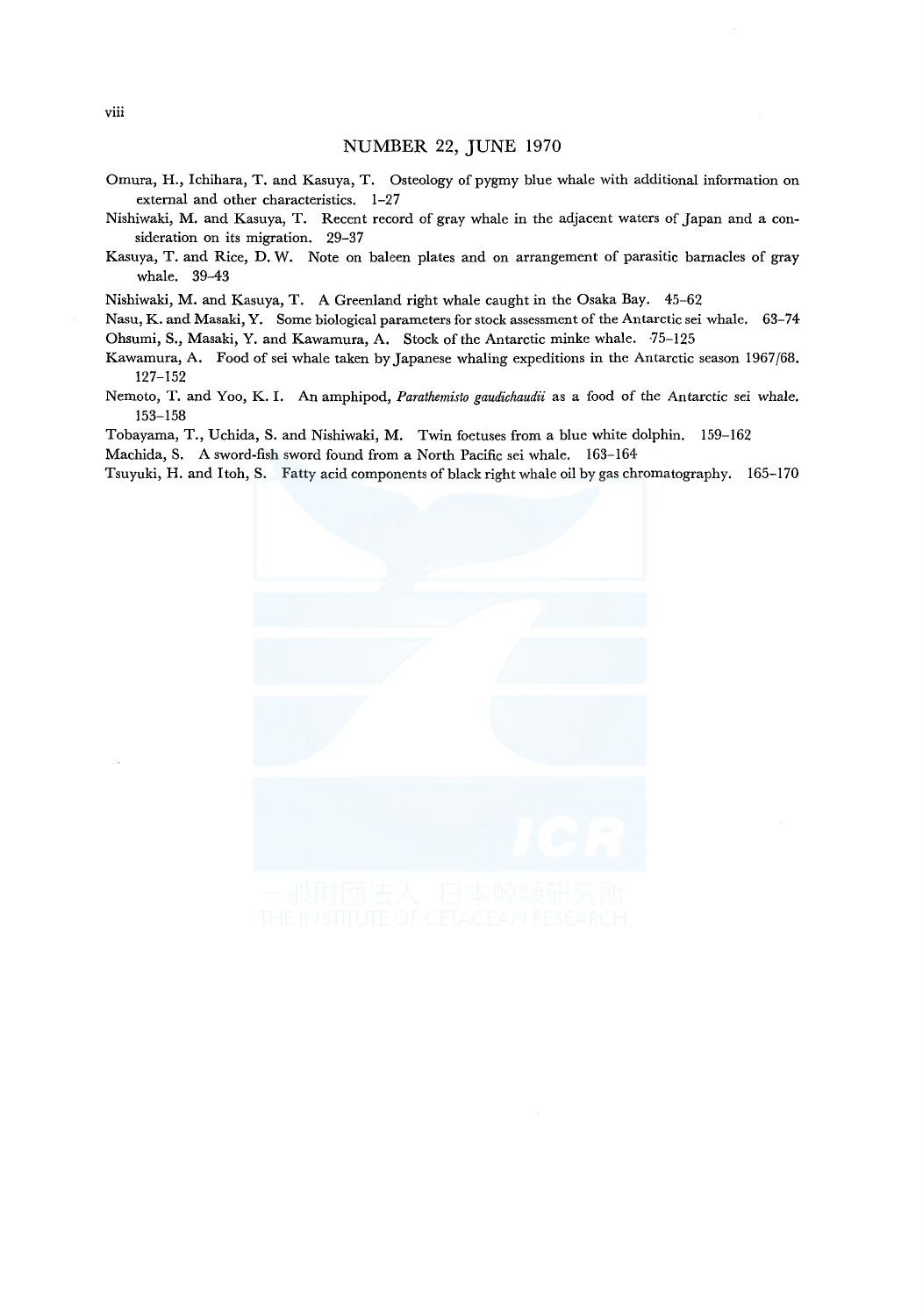## NUMBER 22, JUNE 1970

Omura, H., Ichihara, T. and Kasuya, T. Osteology of pygmy blue whale with additional information on external and other characteristics. 1–27

Nishiwaki, M. and Kasuya, T. Recent record of gray whale in the adjacent waters of Japan and a consideration on its migration. 29–37

Kasuya, T. and Rice, D. W. Note on baleen plates and on arrangement of parasitic barnacles of gray whale. 39–43

Nishiwaki, M. and Kasuya, T. A Greenland right whale caught in the Osaka Bay. 45–62

Nasu, K. and Masaki, Y. Some biological parameters for stock assessment of the Antarctic sei whale. 63–74

Ohsumi, S., Masaki, Y. and Kawamura, A. Stock of the Antarctic minke whale. 75–125

Kawamura, A. Food of sei whale taken by Japanese whaling expeditions in the Antarctic season 1967/68. 127–152

Nemoto, T. and Yoo, K. I. An amphipod, *Parathemisto gaudichaudii* as a food of the Antarctic sei whale. 153–158

Tobayama, T., Uchida, S. and Nishiwaki, M. Twin foetuses from a blue white dolphin. 159–162

Machida, S. A sword-fish sword found from a North Pacific sei whale. 163–164

Tsuyuki, H. and Itoh, S. Fatty acid components of black right whale oil by gas chromatography. 165–170